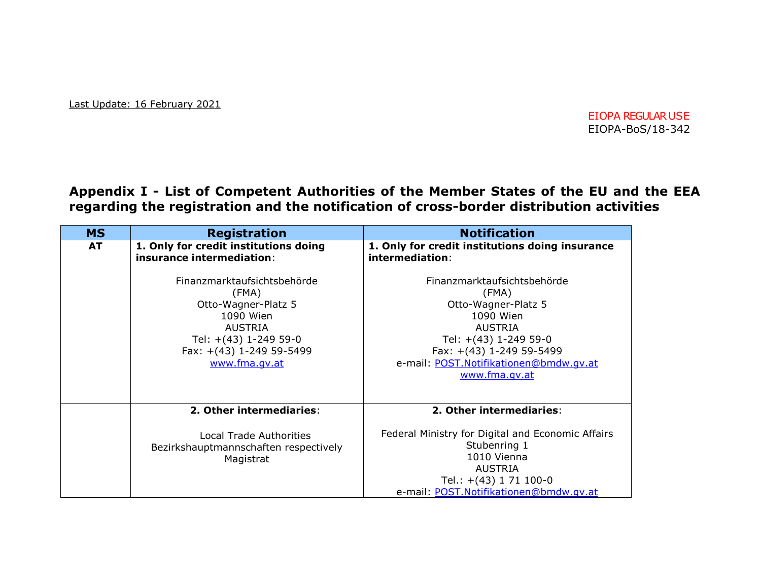Last Update: 16 February 2021

EIOPA REGULAR USE
EIOPA-BoS/18-342

# Appendix I - List of Competent Authorities of the Member States of the EU and the EEA regarding the registration and the notification of cross-border distribution activities

| MS | Registration | Notification |
|---|---|---|
| AT | **1. Only for credit institutions doing insurance intermediation**:<br><br>Finanzmarktaufsichtsbehörde<br>(FMA)<br>Otto-Wagner-Platz 5<br>1090 Wien<br>AUSTRIA<br>Tel: +(43) 1-249 59-0<br>Fax: +(43) 1-249 59-5499<br>www.fma.gv.at | **1. Only for credit institutions doing insurance intermediation**:<br><br>Finanzmarktaufsichtsbehörde<br>(FMA)<br>Otto-Wagner-Platz 5<br>1090 Wien<br>AUSTRIA<br>Tel: +(43) 1-249 59-0<br>Fax: +(43) 1-249 59-5499<br>e-mail: POST.Notifikationen@bmdw.gv.at<br>www.fma.gv.at |
| | **2. Other intermediaries**:<br><br>Local Trade Authorities<br>Bezirkshauptmannschaften respectively<br>Magistrat | **2. Other intermediaries**:<br><br>Federal Ministry for Digital and Economic Affairs<br>Stubenring 1<br>1010 Vienna<br>AUSTRIA<br>Tel.: +(43) 1 71 100-0<br>e-mail: POST.Notifikationen@bmdw.gv.at |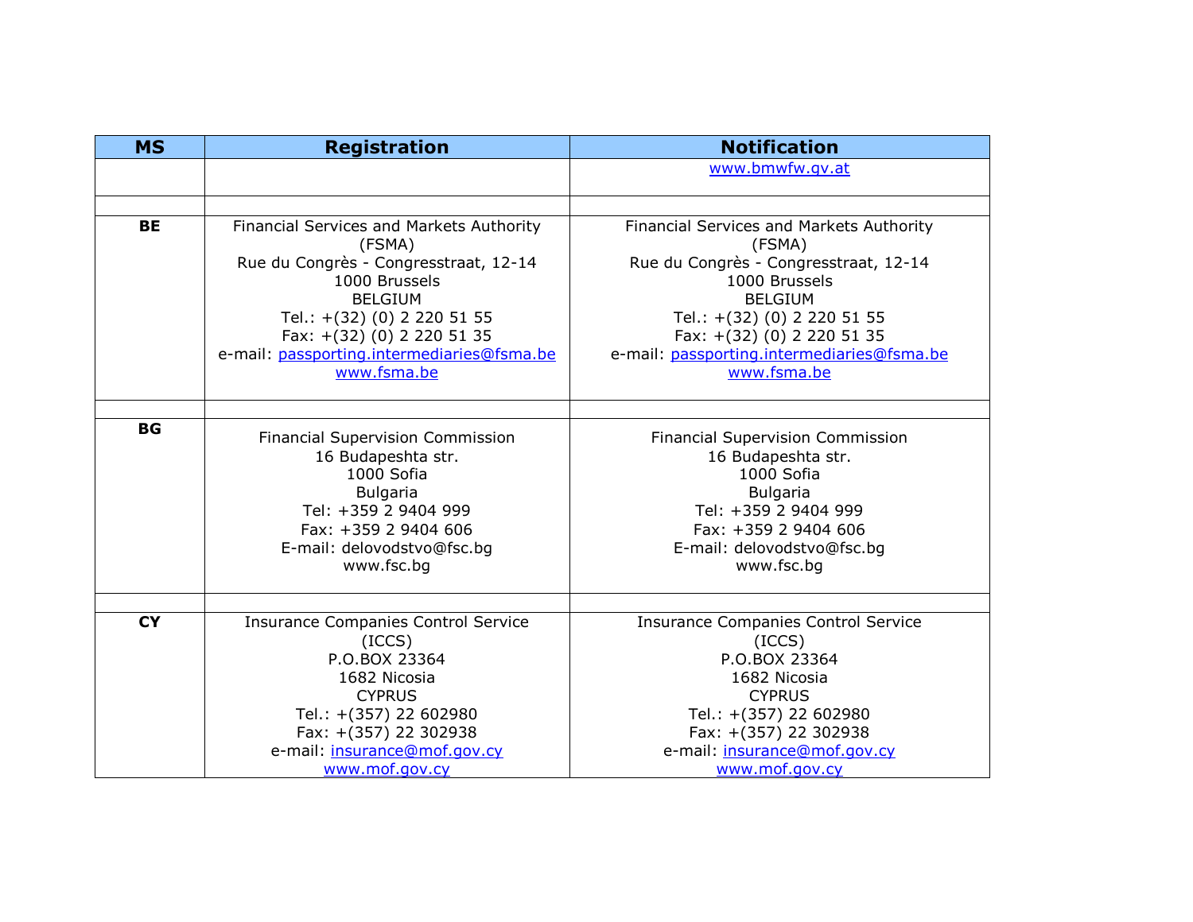| MS | Registration | Notification |
|---|---|---|
| | | www.bmwfw.gv.at |
| | | |
| **BE** | Financial Services and Markets Authority (FSMA)<br>Rue du Congrès - Congresstraat, 12-14<br>1000 Brussels<br>BELGIUM<br>Tel.: +(32) (0) 2 220 51 55<br>Fax: +(32) (0) 2 220 51 35<br>e-mail: passporting.intermediaries@fsma.be<br>www.fsma.be | Financial Services and Markets Authority (FSMA)<br>Rue du Congrès - Congresstraat, 12-14<br>1000 Brussels<br>BELGIUM<br>Tel.: +(32) (0) 2 220 51 55<br>Fax: +(32) (0) 2 220 51 35<br>e-mail: passporting.intermediaries@fsma.be<br>www.fsma.be |
| | | |
| **BG** | Financial Supervision Commission<br>16 Budapeshta str.<br>1000 Sofia<br>Bulgaria<br>Tel: +359 2 9404 999<br>Fax: +359 2 9404 606<br>E-mail: delovodstvo@fsc.bg<br>www.fsc.bg | Financial Supervision Commission<br>16 Budapeshta str.<br>1000 Sofia<br>Bulgaria<br>Tel: +359 2 9404 999<br>Fax: +359 2 9404 606<br>E-mail: delovodstvo@fsc.bg<br>www.fsc.bg |
| | | |
| **CY** | Insurance Companies Control Service (ICCS)<br>P.O.BOX 23364<br>1682 Nicosia<br>CYPRUS<br>Tel.: +(357) 22 602980<br>Fax: +(357) 22 302938<br>e-mail: insurance@mof.gov.cy<br>www.mof.gov.cy | Insurance Companies Control Service (ICCS)<br>P.O.BOX 23364<br>1682 Nicosia<br>CYPRUS<br>Tel.: +(357) 22 602980<br>Fax: +(357) 22 302938<br>e-mail: insurance@mof.gov.cy<br>www.mof.gov.cy |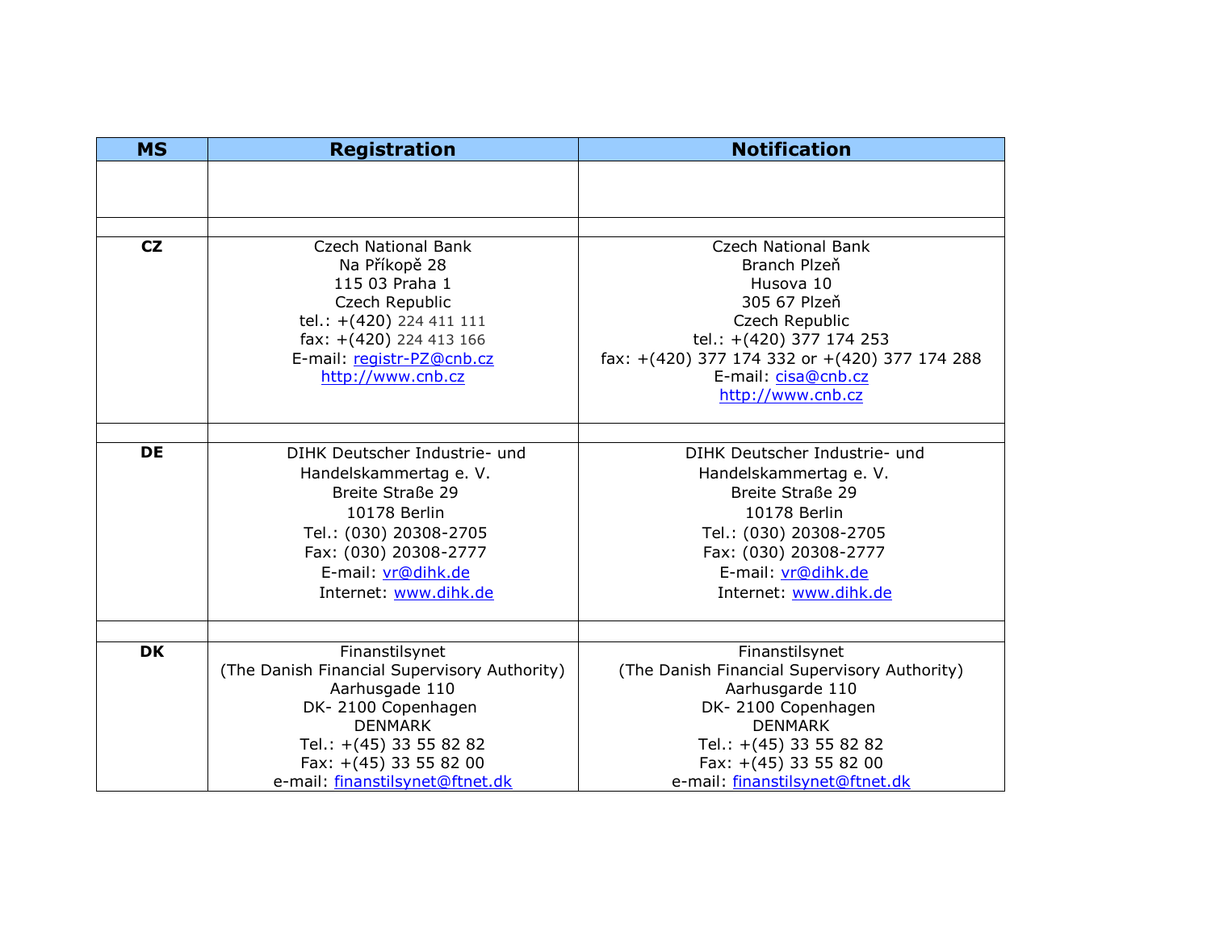| MS | Registration | Notification |
|---|---|---|
| | | |
| | | |
| **CZ** | Czech National Bank<br>Na Příkopě 28<br>115 03 Praha 1<br>Czech Republic<br>tel.: +(420) 224 411 111<br>fax: +(420) 224 413 166<br>E-mail: registr-PZ@cnb.cz<br>http://www.cnb.cz | Czech National Bank<br>Branch Plzeň<br>Husova 10<br>305 67 Plzeň<br>Czech Republic<br>tel.: +(420) 377 174 253<br>fax: +(420) 377 174 332 or +(420) 377 174 288<br>E-mail: cisa@cnb.cz<br>http://www.cnb.cz |
| | | |
| **DE** | DIHK Deutscher Industrie- und Handelskammertag e. V.<br>Breite Straße 29<br>10178 Berlin<br>Tel.: (030) 20308-2705<br>Fax: (030) 20308-2777<br>E-mail: vr@dihk.de<br>Internet: www.dihk.de | DIHK Deutscher Industrie- und Handelskammertag e. V.<br>Breite Straße 29<br>10178 Berlin<br>Tel.: (030) 20308-2705<br>Fax: (030) 20308-2777<br>E-mail: vr@dihk.de<br>Internet: www.dihk.de |
| | | |
| **DK** | Finanstilsynet<br>(The Danish Financial Supervisory Authority)<br>Aarhusgade 110<br>DK- 2100 Copenhagen<br>DENMARK<br>Tel.: +(45) 33 55 82 82<br>Fax: +(45) 33 55 82 00<br>e-mail: finanstilsynet@ftnet.dk | Finanstilsynet<br>(The Danish Financial Supervisory Authority)<br>Aarhusgarde 110<br>DK- 2100 Copenhagen<br>DENMARK<br>Tel.: +(45) 33 55 82 82<br>Fax: +(45) 33 55 82 00<br>e-mail: finanstilsynet@ftnet.dk |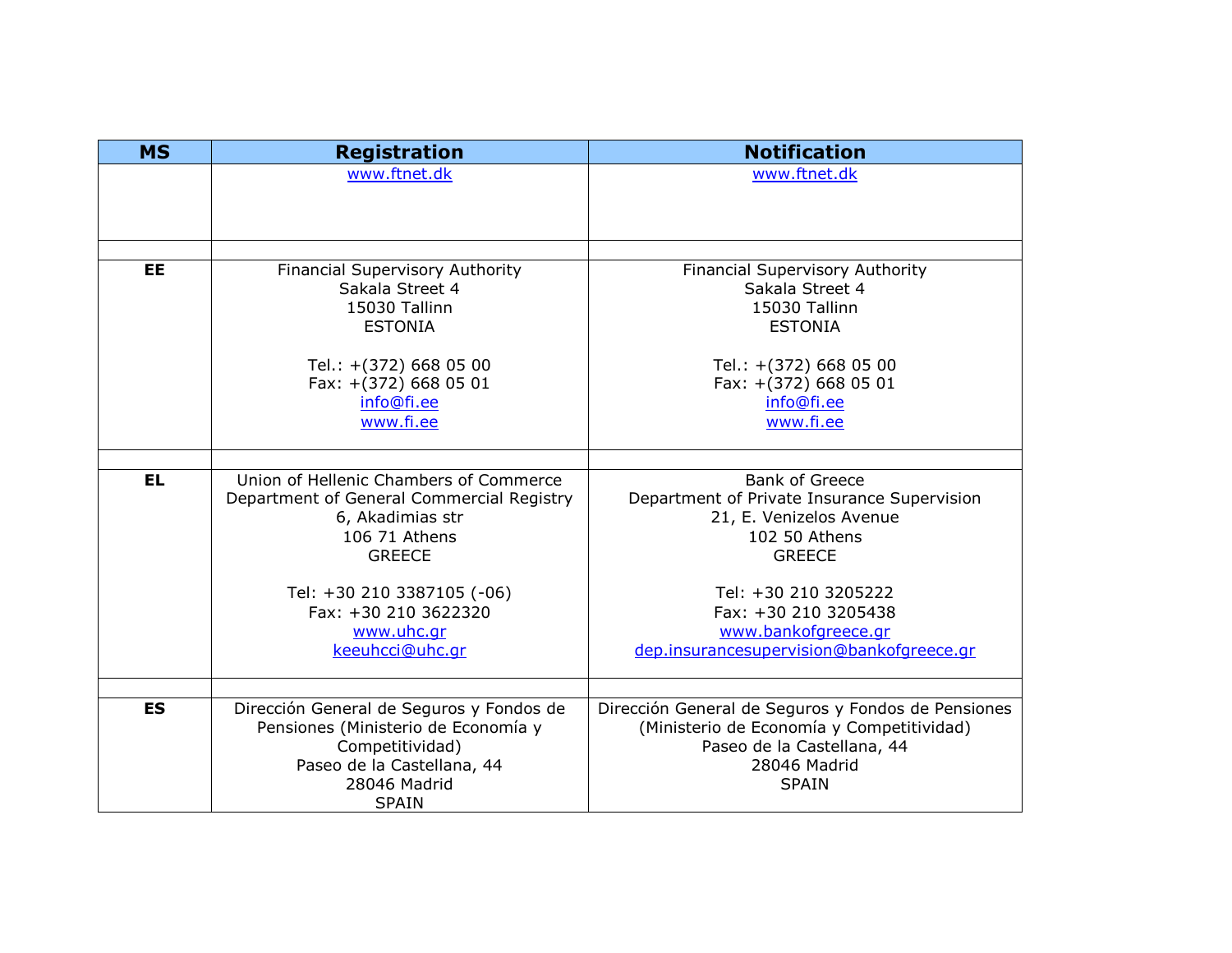| MS | Registration | Notification |
|---|---|---|
| | www.ftnet.dk | www.ftnet.dk |
| | | |
| **EE** | Financial Supervisory Authority<br>Sakala Street 4<br>15030 Tallinn<br>ESTONIA<br><br>Tel.: +(372) 668 05 00<br>Fax: +(372) 668 05 01<br>info@fi.ee<br>www.fi.ee | Financial Supervisory Authority<br>Sakala Street 4<br>15030 Tallinn<br>ESTONIA<br><br>Tel.: +(372) 668 05 00<br>Fax: +(372) 668 05 01<br>info@fi.ee<br>www.fi.ee |
| | | |
| **EL** | Union of Hellenic Chambers of Commerce<br>Department of General Commercial Registry<br>6, Akadimias str<br>106 71 Athens<br>GREECE<br><br>Tel: +30 210 3387105 (-06)<br>Fax: +30 210 3622320<br>www.uhc.gr<br>keeuhcci@uhc.gr | Bank of Greece<br>Department of Private Insurance Supervision<br>21, E. Venizelos Avenue<br>102 50 Athens<br>GREECE<br><br>Tel: +30 210 3205222<br>Fax: +30 210 3205438<br>www.bankofgreece.gr<br>dep.insurancesupervision@bankofgreece.gr |
| | | |
| **ES** | Dirección General de Seguros y Fondos de Pensiones (Ministerio de Economía y Competitividad)<br>Paseo de la Castellana, 44<br>28046 Madrid<br>SPAIN | Dirección General de Seguros y Fondos de Pensiones (Ministerio de Economía y Competitividad)<br>Paseo de la Castellana, 44<br>28046 Madrid<br>SPAIN |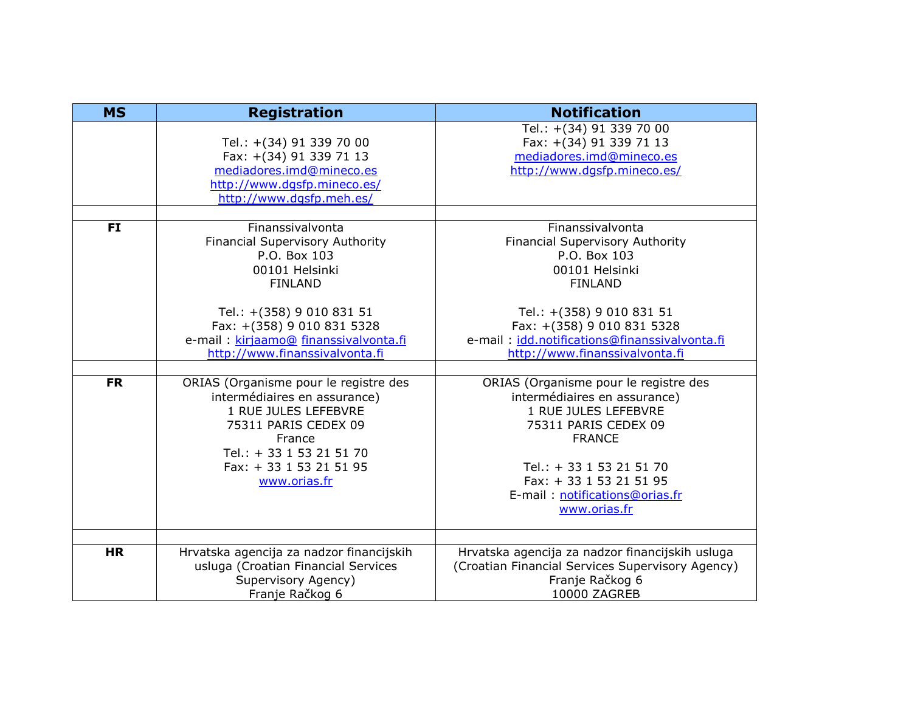| MS | Registration | Notification |
|---|---|---|
| | Tel.: +(34) 91 339 70 00<br>Fax: +(34) 91 339 71 13<br>mediadores.imd@mineco.es<br>http://www.dgsfp.mineco.es/<br>http://www.dgsfp.meh.es/ | Tel.: +(34) 91 339 70 00<br>Fax: +(34) 91 339 71 13<br>mediadores.imd@mineco.es<br>http://www.dgsfp.mineco.es/ |
| | | |
| **FI** | Finanssivalvonta<br>Financial Supervisory Authority<br>P.O. Box 103<br>00101 Helsinki<br>FINLAND<br><br>Tel.: +(358) 9 010 831 51<br>Fax: +(358) 9 010 831 5328<br>e-mail : kirjaamo@ finanssivalvonta.fi<br>http://www.finanssivalvonta.fi | Finanssivalvonta<br>Financial Supervisory Authority<br>P.O. Box 103<br>00101 Helsinki<br>FINLAND<br><br>Tel.: +(358) 9 010 831 51<br>Fax: +(358) 9 010 831 5328<br>e-mail : idd.notifications@finanssivalvonta.fi<br>http://www.finanssivalvonta.fi |
| | | |
| **FR** | ORIAS (Organisme pour le registre des intermédiaires en assurance)<br>1 RUE JULES LEFEBVRE<br>75311 PARIS CEDEX 09<br>France<br>Tel.: + 33 1 53 21 51 70<br>Fax: + 33 1 53 21 51 95<br>www.orias.fr | ORIAS (Organisme pour le registre des intermédiaires en assurance)<br>1 RUE JULES LEFEBVRE<br>75311 PARIS CEDEX 09<br>FRANCE<br><br>Tel.: + 33 1 53 21 51 70<br>Fax: + 33 1 53 21 51 95<br>E-mail : notifications@orias.fr<br>www.orias.fr |
| | | |
| **HR** | Hrvatska agencija za nadzor financijskih usluga (Croatian Financial Services Supervisory Agency)<br>Franje Račkog 6 | Hrvatska agencija za nadzor financijskih usluga (Croatian Financial Services Supervisory Agency)<br>Franje Račkog 6<br>10000 ZAGREB |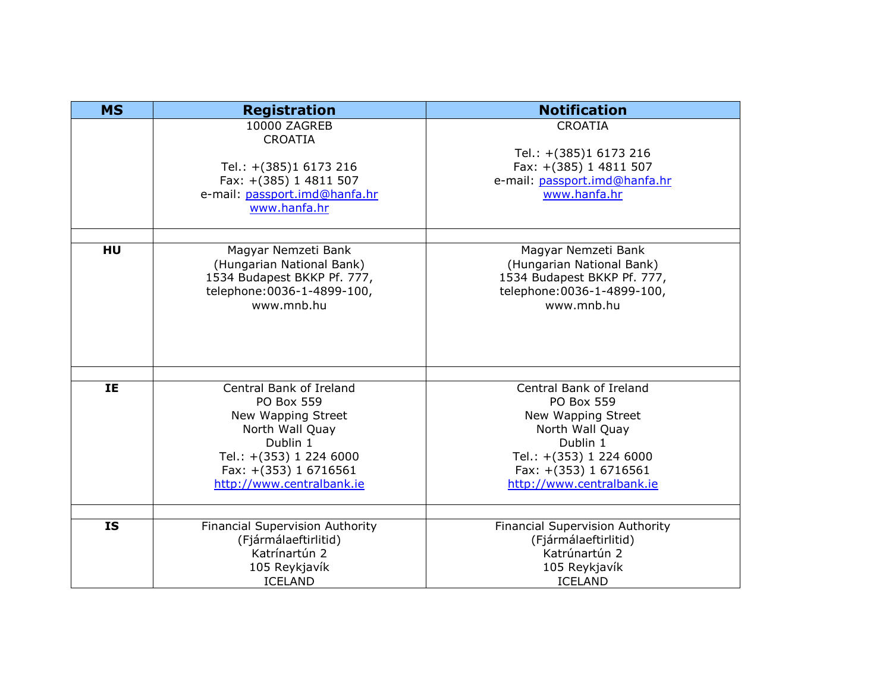| MS | Registration | Notification |
|---|---|---|
| | 10000 ZAGREB<br>CROATIA<br><br>Tel.: +(385)1 6173 216<br>Fax: +(385) 1 4811 507<br>e-mail: passport.imd@hanfa.hr<br>www.hanfa.hr | CROATIA<br><br>Tel.: +(385)1 6173 216<br>Fax: +(385) 1 4811 507<br>e-mail: passport.imd@hanfa.hr<br>www.hanfa.hr |
| | | |
| **HU** | Magyar Nemzeti Bank<br>(Hungarian National Bank)<br>1534 Budapest BKKP Pf. 777,<br>telephone:0036-1-4899-100,<br>www.mnb.hu | Magyar Nemzeti Bank<br>(Hungarian National Bank)<br>1534 Budapest BKKP Pf. 777,<br>telephone:0036-1-4899-100,<br>www.mnb.hu |
| | | |
| **IE** | Central Bank of Ireland<br>PO Box 559<br>New Wapping Street<br>North Wall Quay<br>Dublin 1<br>Tel.: +(353) 1 224 6000<br>Fax: +(353) 1 6716561<br>http://www.centralbank.ie | Central Bank of Ireland<br>PO Box 559<br>New Wapping Street<br>North Wall Quay<br>Dublin 1<br>Tel.: +(353) 1 224 6000<br>Fax: +(353) 1 6716561<br>http://www.centralbank.ie |
| | | |
| **IS** | Financial Supervision Authority<br>(Fjármálaeftirlitid)<br>Katrínartún 2<br>105 Reykjavík<br>ICELAND | Financial Supervision Authority<br>(Fjármálaeftirlitid)<br>Katrúnartún 2<br>105 Reykjavík<br>ICELAND |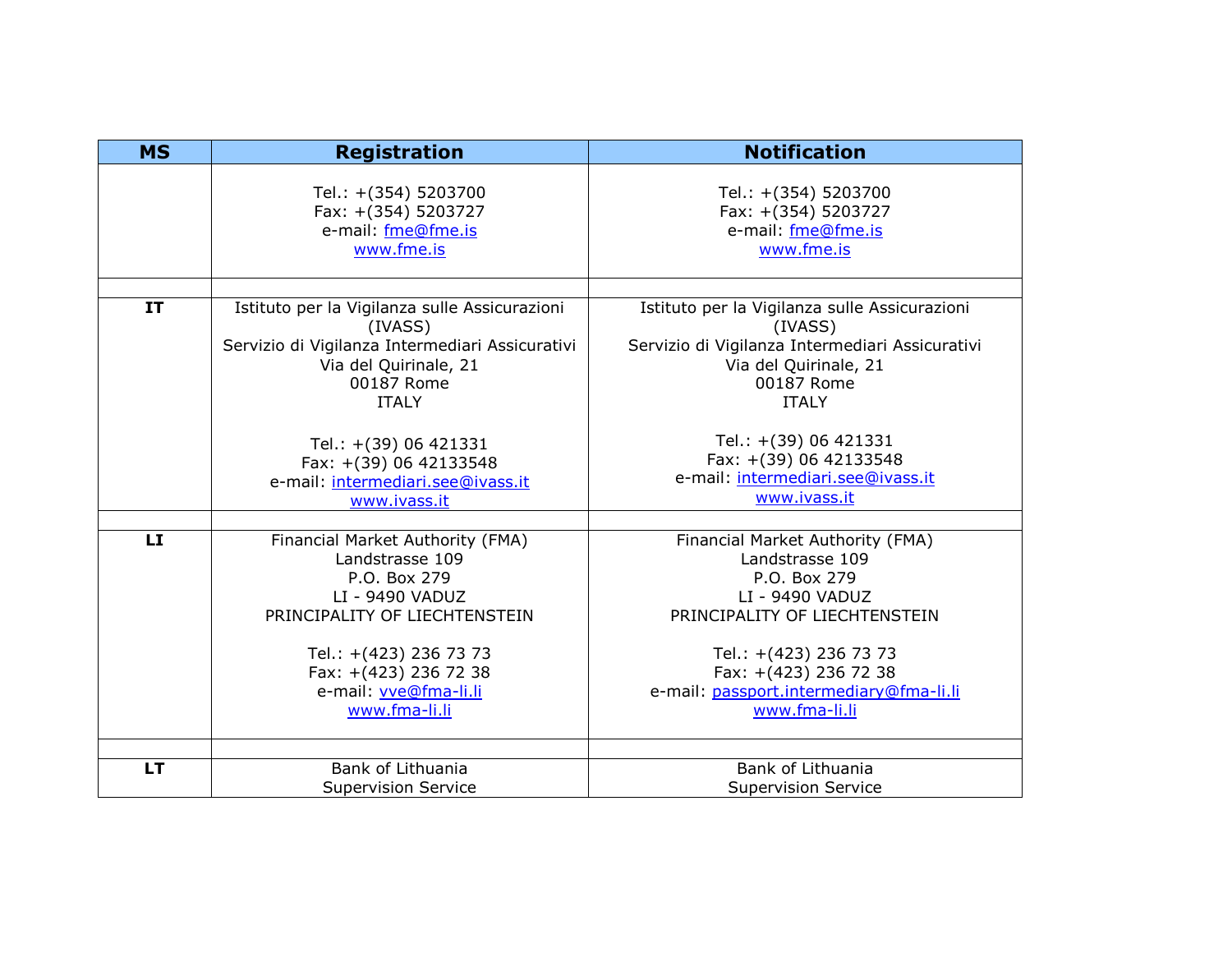| MS | Registration | Notification |
|---|---|---|
| | Tel.: +(354) 5203700<br>Fax: +(354) 5203727<br>e-mail: fme@fme.is<br>www.fme.is | Tel.: +(354) 5203700<br>Fax: +(354) 5203727<br>e-mail: fme@fme.is<br>www.fme.is |
| | | |
| **IT** | Istituto per la Vigilanza sulle Assicurazioni (IVASS)<br>Servizio di Vigilanza Intermediari Assicurativi<br>Via del Quirinale, 21<br>00187 Rome<br>ITALY<br><br>Tel.: +(39) 06 421331<br>Fax: +(39) 06 42133548<br>e-mail: intermediari.see@ivass.it<br>www.ivass.it | Istituto per la Vigilanza sulle Assicurazioni (IVASS)<br>Servizio di Vigilanza Intermediari Assicurativi<br>Via del Quirinale, 21<br>00187 Rome<br>ITALY<br><br>Tel.: +(39) 06 421331<br>Fax: +(39) 06 42133548<br>e-mail: intermediari.see@ivass.it<br>www.ivass.it |
| | | |
| **LI** | Financial Market Authority (FMA)<br>Landstrasse 109<br>P.O. Box 279<br>LI - 9490 VADUZ<br>PRINCIPALITY OF LIECHTENSTEIN<br><br>Tel.: +(423) 236 73 73<br>Fax: +(423) 236 72 38<br>e-mail: vve@fma-li.li<br>www.fma-li.li | Financial Market Authority (FMA)<br>Landstrasse 109<br>P.O. Box 279<br>LI - 9490 VADUZ<br>PRINCIPALITY OF LIECHTENSTEIN<br><br>Tel.: +(423) 236 73 73<br>Fax: +(423) 236 72 38<br>e-mail: passport.intermediary@fma-li.li<br>www.fma-li.li |
| | | |
| **LT** | Bank of Lithuania<br>Supervision Service | Bank of Lithuania<br>Supervision Service |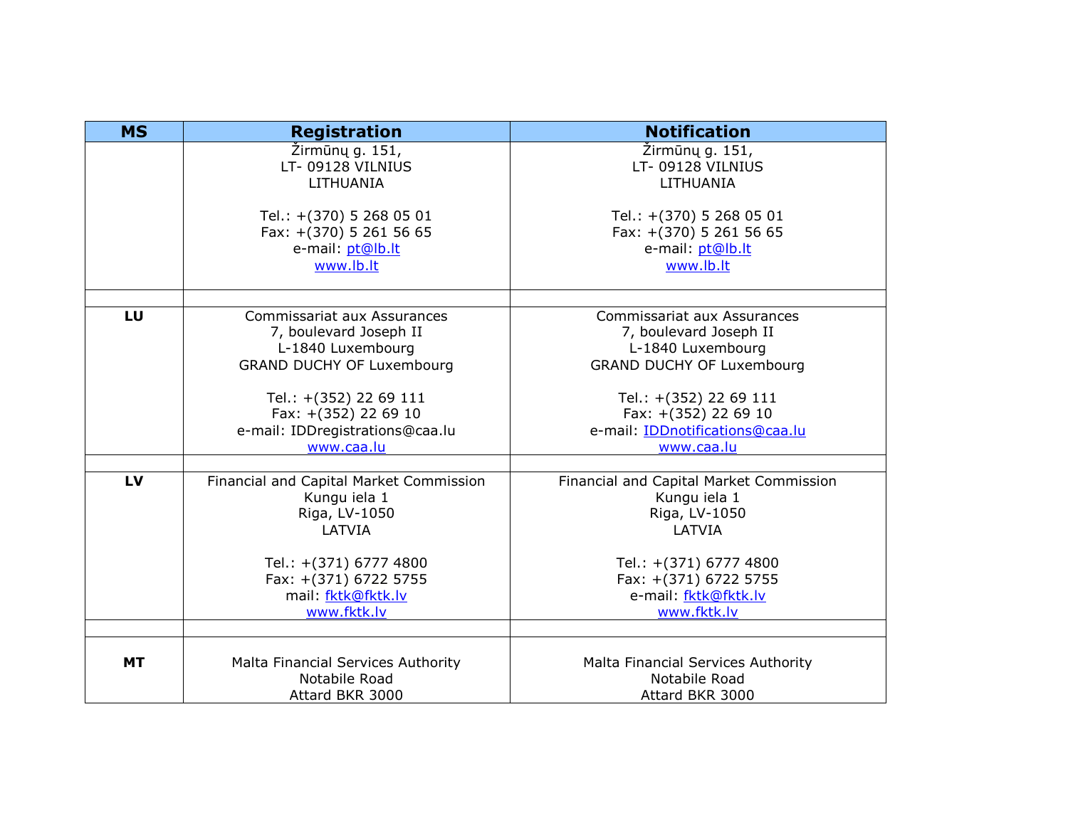| MS | Registration | Notification |
|---|---|---|
| | Žirmūnų g. 151,<br>LT- 09128 VILNIUS<br>LITHUANIA<br><br>Tel.: +(370) 5 268 05 01<br>Fax: +(370) 5 261 56 65<br>e-mail: pt@lb.lt<br>www.lb.lt | Žirmūnų g. 151,<br>LT- 09128 VILNIUS<br>LITHUANIA<br><br>Tel.: +(370) 5 268 05 01<br>Fax: +(370) 5 261 56 65<br>e-mail: pt@lb.lt<br>www.lb.lt |
| | | |
| **LU** | Commissariat aux Assurances<br>7, boulevard Joseph II<br>L-1840 Luxembourg<br>GRAND DUCHY OF Luxembourg<br><br>Tel.: +(352) 22 69 111<br>Fax: +(352) 22 69 10<br>e-mail: IDDregistrations@caa.lu<br>www.caa.lu | Commissariat aux Assurances<br>7, boulevard Joseph II<br>L-1840 Luxembourg<br>GRAND DUCHY OF Luxembourg<br><br>Tel.: +(352) 22 69 111<br>Fax: +(352) 22 69 10<br>e-mail: IDDnotifications@caa.lu<br>www.caa.lu |
| | | |
| **LV** | Financial and Capital Market Commission<br>Kungu iela 1<br>Riga, LV-1050<br>LATVIA<br><br>Tel.: +(371) 6777 4800<br>Fax: +(371) 6722 5755<br>mail: fktk@fktk.lv<br>www.fktk.lv | Financial and Capital Market Commission<br>Kungu iela 1<br>Riga, LV-1050<br>LATVIA<br><br>Tel.: +(371) 6777 4800<br>Fax: +(371) 6722 5755<br>e-mail: fktk@fktk.lv<br>www.fktk.lv |
| | | |
| **MT** | Malta Financial Services Authority<br>Notabile Road<br>Attard BKR 3000 | Malta Financial Services Authority<br>Notabile Road<br>Attard BKR 3000 |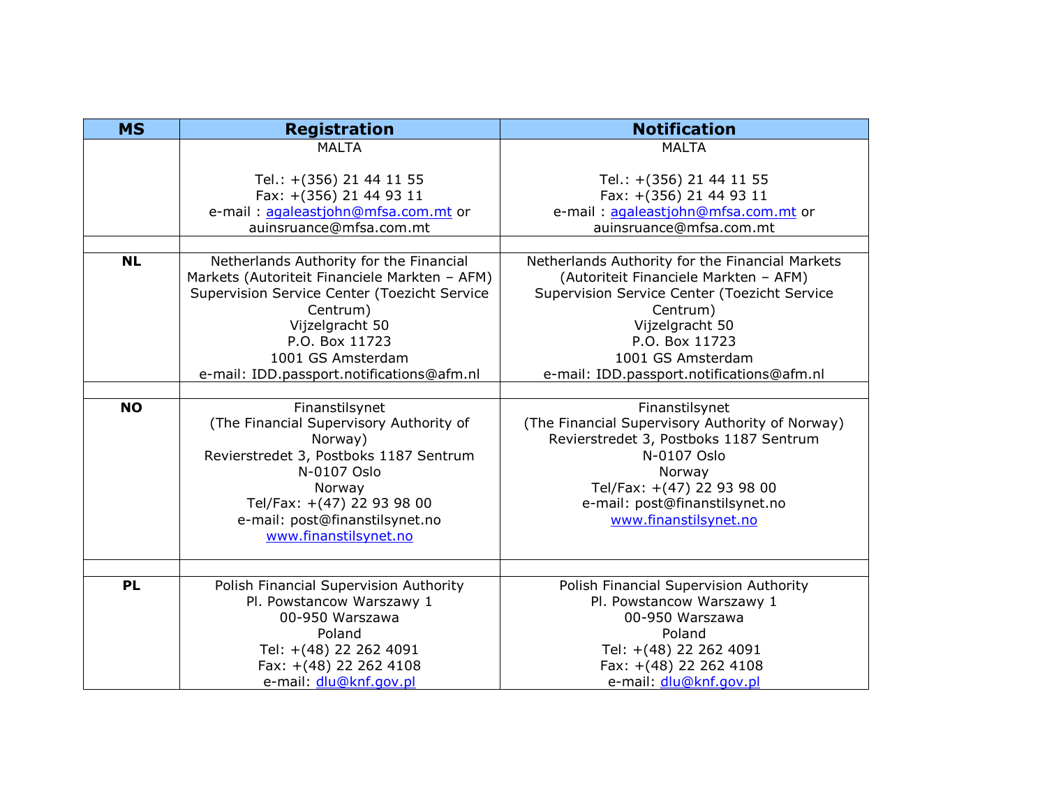| MS | Registration | Notification |
|---|---|---|
| | MALTA<br><br>Tel.: +(356) 21 44 11 55<br>Fax: +(356) 21 44 93 11<br>e-mail : agaleastjohn@mfsa.com.mt or auinsruance@mfsa.com.mt | MALTA<br><br>Tel.: +(356) 21 44 11 55<br>Fax: +(356) 21 44 93 11<br>e-mail : agaleastjohn@mfsa.com.mt or auinsruance@mfsa.com.mt |
| | | |
| **NL** | Netherlands Authority for the Financial Markets (Autoriteit Financiele Markten – AFM)<br>Supervision Service Center (Toezicht Service Centrum)<br>Vijzelgracht 50<br>P.O. Box 11723<br>1001 GS Amsterdam<br>e-mail: IDD.passport.notifications@afm.nl | Netherlands Authority for the Financial Markets (Autoriteit Financiele Markten – AFM)<br>Supervision Service Center (Toezicht Service Centrum)<br>Vijzelgracht 50<br>P.O. Box 11723<br>1001 GS Amsterdam<br>e-mail: IDD.passport.notifications@afm.nl |
| | | |
| **NO** | Finanstilsynet<br>(The Financial Supervisory Authority of Norway)<br>Revierstredet 3, Postboks 1187 Sentrum<br>N-0107 Oslo<br>Norway<br>Tel/Fax: +(47) 22 93 98 00<br>e-mail: post@finanstilsynet.no<br>www.finanstilsynet.no | Finanstilsynet<br>(The Financial Supervisory Authority of Norway)<br>Revierstredet 3, Postboks 1187 Sentrum<br>N-0107 Oslo<br>Norway<br>Tel/Fax: +(47) 22 93 98 00<br>e-mail: post@finanstilsynet.no<br>www.finanstilsynet.no |
| | | |
| **PL** | Polish Financial Supervision Authority<br>Pl. Powstancow Warszawy 1<br>00-950 Warszawa<br>Poland<br>Tel: +(48) 22 262 4091<br>Fax: +(48) 22 262 4108<br>e-mail: dlu@knf.gov.pl | Polish Financial Supervision Authority<br>Pl. Powstancow Warszawy 1<br>00-950 Warszawa<br>Poland<br>Tel: +(48) 22 262 4091<br>Fax: +(48) 22 262 4108<br>e-mail: dlu@knf.gov.pl |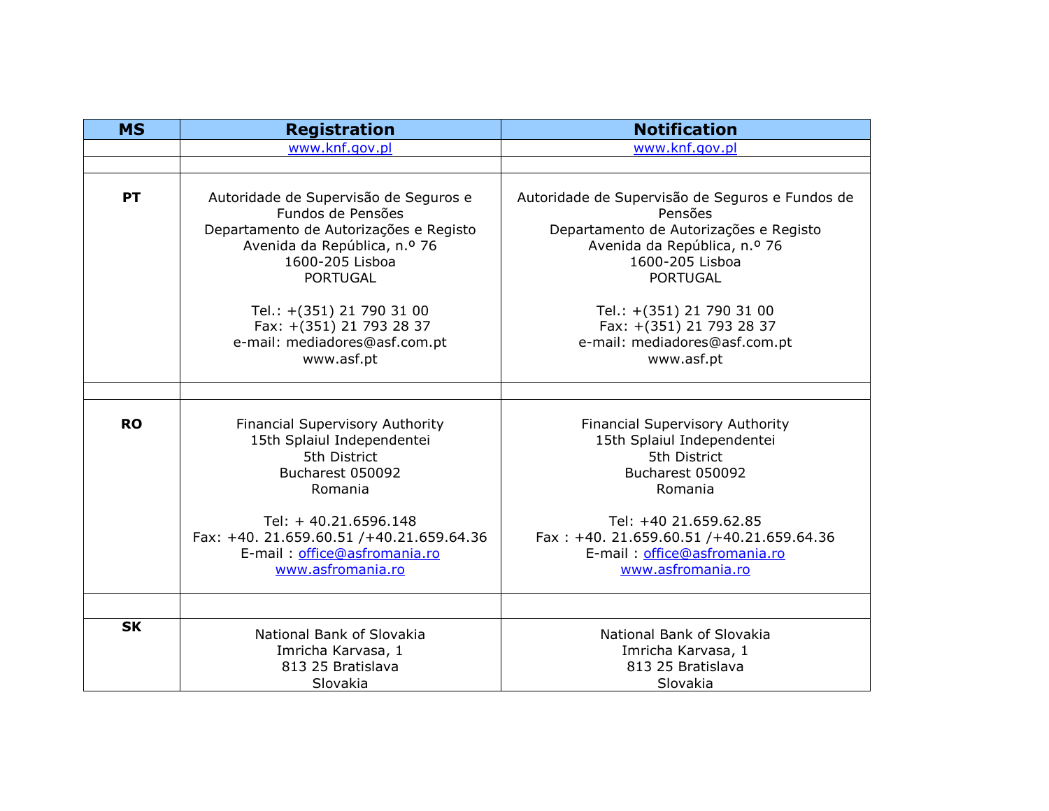| MS | Registration | Notification |
|---|---|---|
| | www.knf.gov.pl | www.knf.gov.pl |
| | | |
| PT | Autoridade de Supervisão de Seguros e Fundos de Pensões<br>Departamento de Autorizações e Registo<br>Avenida da República, n.º 76<br>1600-205 Lisboa<br>PORTUGAL<br><br>Tel.: +(351) 21 790 31 00<br>Fax: +(351) 21 793 28 37<br>e-mail: mediadores@asf.com.pt<br>www.asf.pt | Autoridade de Supervisão de Seguros e Fundos de Pensões<br>Departamento de Autorizações e Registo<br>Avenida da República, n.º 76<br>1600-205 Lisboa<br>PORTUGAL<br><br>Tel.: +(351) 21 790 31 00<br>Fax: +(351) 21 793 28 37<br>e-mail: mediadores@asf.com.pt<br>www.asf.pt |
| | | |
| RO | Financial Supervisory Authority<br>15th Splaiul Independentei<br>5th District<br>Bucharest 050092<br>Romania<br><br>Tel: + 40.21.6596.148<br>Fax: +40. 21.659.60.51 /+40.21.659.64.36<br>E-mail : office@asfromania.ro<br>www.asfromania.ro | Financial Supervisory Authority<br>15th Splaiul Independentei<br>5th District<br>Bucharest 050092<br>Romania<br><br>Tel: +40 21.659.62.85<br>Fax : +40. 21.659.60.51 /+40.21.659.64.36<br>E-mail : office@asfromania.ro<br>www.asfromania.ro |
| | | |
| SK | National Bank of Slovakia<br>Imricha Karvasa, 1<br>813 25 Bratislava<br>Slovakia | National Bank of Slovakia<br>Imricha Karvasa, 1<br>813 25 Bratislava<br>Slovakia |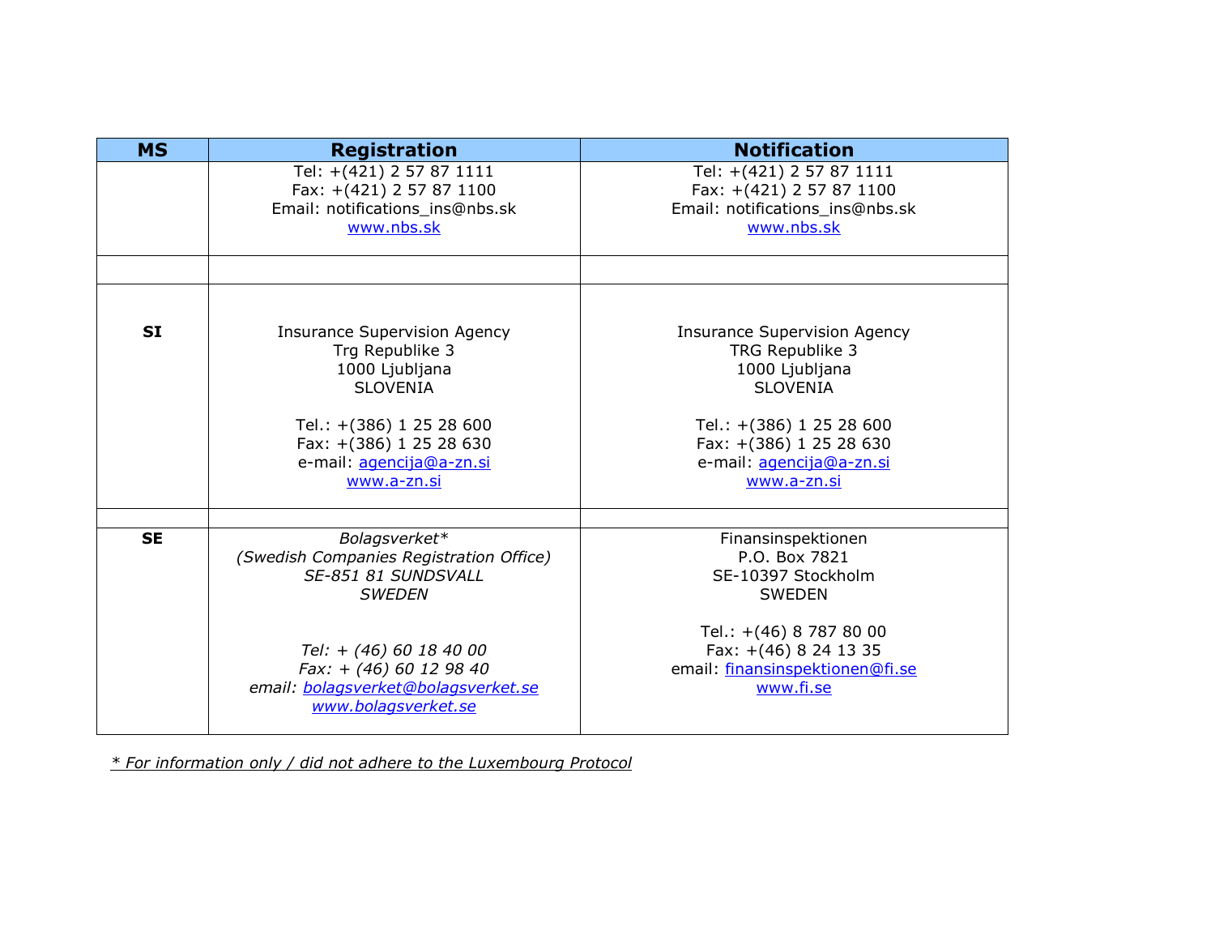| MS | Registration | Notification |
|---|---|---|
| | Tel: +(421) 2 57 87 1111<br>Fax: +(421) 2 57 87 1100<br>Email: notifications_ins@nbs.sk<br>www.nbs.sk | Tel: +(421) 2 57 87 1111<br>Fax: +(421) 2 57 87 1100<br>Email: notifications_ins@nbs.sk<br>www.nbs.sk |
| | | |
| **SI** | Insurance Supervision Agency<br>Trg Republike 3<br>1000 Ljubljana<br>SLOVENIA<br><br>Tel.: +(386) 1 25 28 600<br>Fax: +(386) 1 25 28 630<br>e-mail: agencija@a-zn.si<br>www.a-zn.si | Insurance Supervision Agency<br>TRG Republike 3<br>1000 Ljubljana<br>SLOVENIA<br><br>Tel.: +(386) 1 25 28 600<br>Fax: +(386) 1 25 28 630<br>e-mail: agencija@a-zn.si<br>www.a-zn.si |
| | | |
| **SE** | *Bolagsverket**<br>*(Swedish Companies Registration Office)*<br>*SE-851 81 SUNDSVALL*<br>*SWEDEN*<br><br>*Tel: + (46) 60 18 40 00*<br>*Fax: + (46) 60 12 98 40*<br>*email: bolagsverket@bolagsverket.se*<br>*www.bolagsverket.se* | Finansinspektionen<br>P.O. Box 7821<br>SE-10397 Stockholm<br>SWEDEN<br><br>Tel.: +(46) 8 787 80 00<br>Fax: +(46) 8 24 13 35<br>email: finansinspektionen@fi.se<br>www.fi.se |

*\* For information only / did not adhere to the Luxembourg Protocol*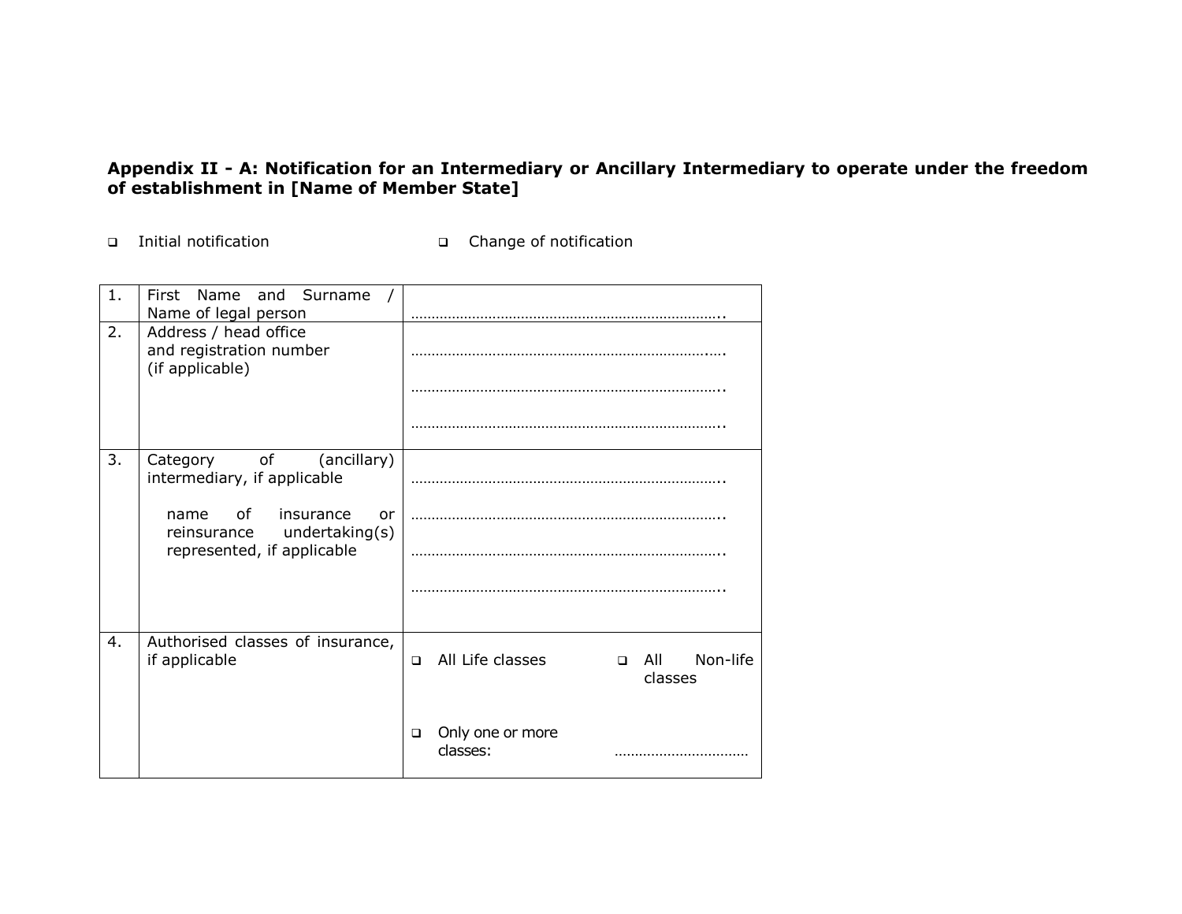**Appendix II - A: Notification for an Intermediary or Ancillary Intermediary to operate under the freedom of establishment in [Name of Member State]**

❑ Initial notification ❑ Change of notification

| | | |
|---|---|---|
| 1. | First Name and Surname / Name of legal person | ………………………………………………………………….. |
| 2. | Address / head office and registration number (if applicable) | ………………………………………………………………….. <br> ………………………………………………………………….. <br> ………………………………………………………………….. |
| 3. | Category of (ancillary) intermediary, if applicable <br><br> name of insurance or reinsurance undertaking(s) represented, if applicable | ………………………………………………………………….. <br> ………………………………………………………………….. <br> ………………………………………………………………….. <br> ………………………………………………………………….. |
| 4. | Authorised classes of insurance, if applicable | ❑ All Life classes ❑ All Non-life classes <br><br> ❑ Only one or more classes: …………………………… |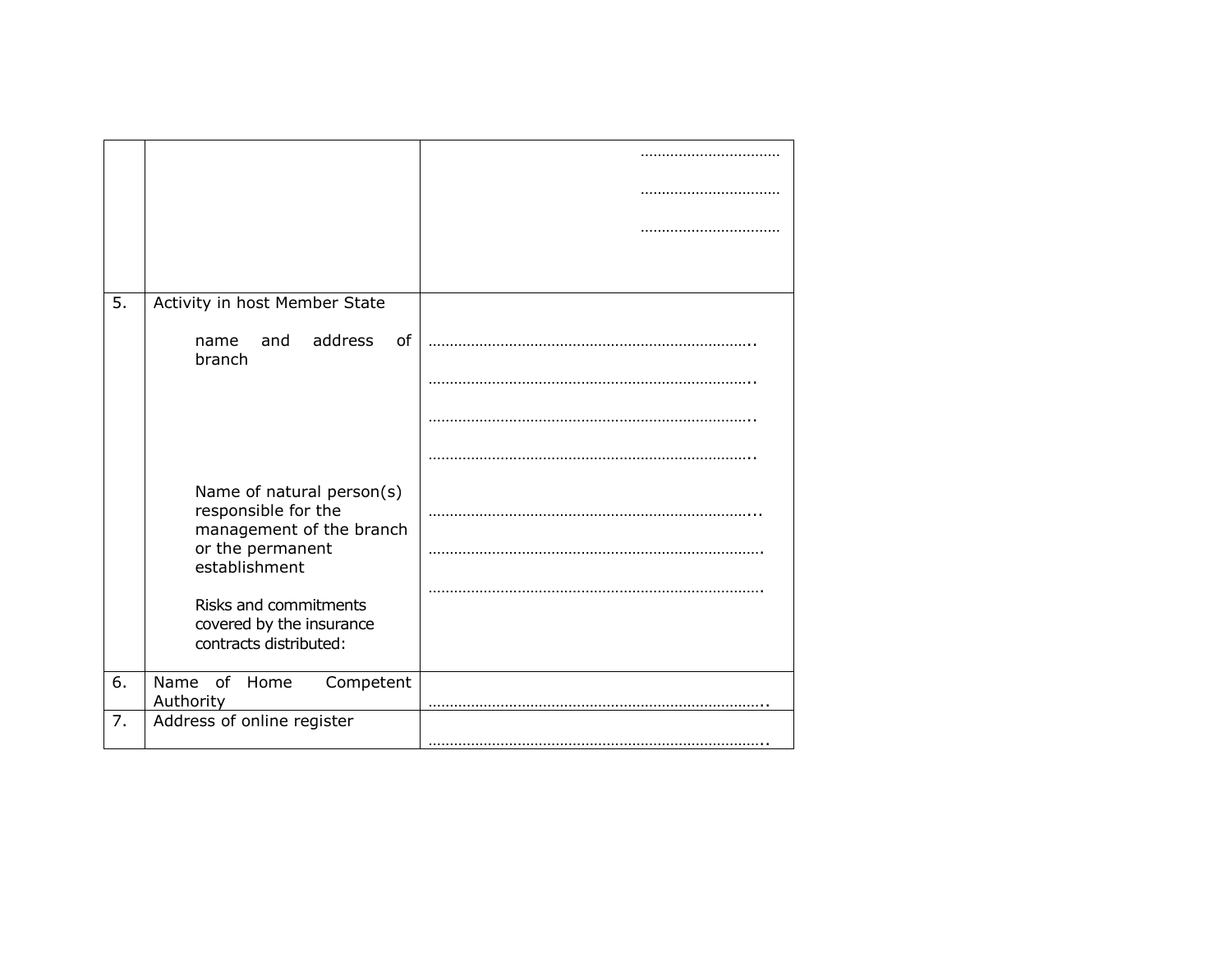|  |  |  |
|---|---|---|
|  |  | …………………………… <br> …………………………… <br> …………………………… |
| 5. | Activity in host Member State <br><br> name and address of branch <br><br><br><br><br> Name of natural person(s) responsible for the management of the branch or the permanent establishment <br><br> Risks and commitments covered by the insurance contracts distributed: | <br><br> ………………………………………………………………….. <br> ………………………………………………………………….. <br> ………………………………………………………………….. <br> ………………………………………………………………….. <br><br> …………………………………………………………………... <br> …………………………………………………………………… <br> …………………………………………………………………… |
| 6. | Name of Home Competent Authority | …………………………………………………………………….. |
| 7. | Address of online register | …………………………………………………………………….. |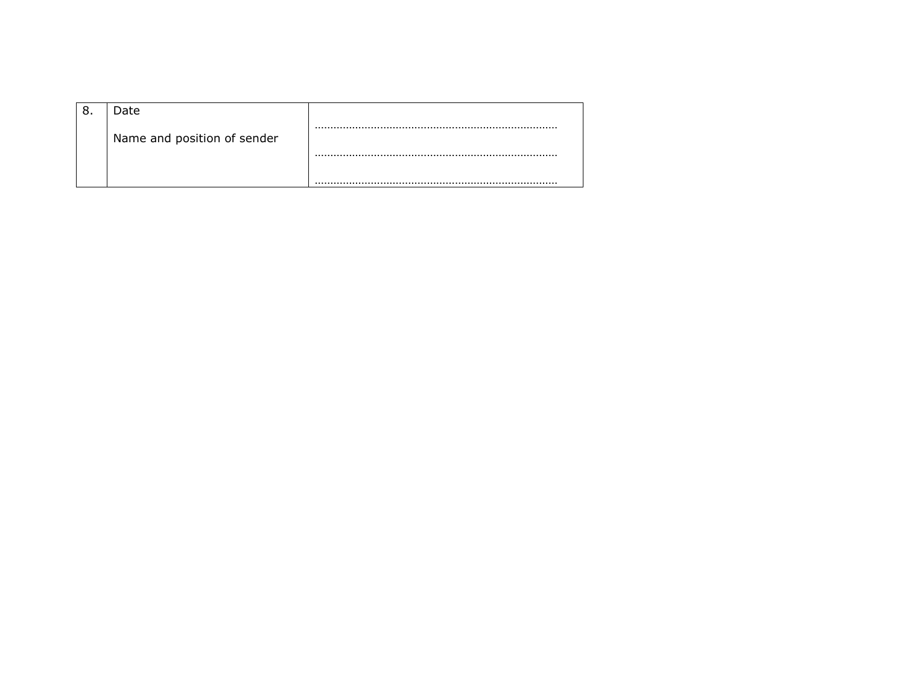| 8. | Date<br><br>Name and position of sender | ……………………………………………………………………<br><br>……………………………………………………………………<br><br>…………………………………………………………………… |
|---|---|---|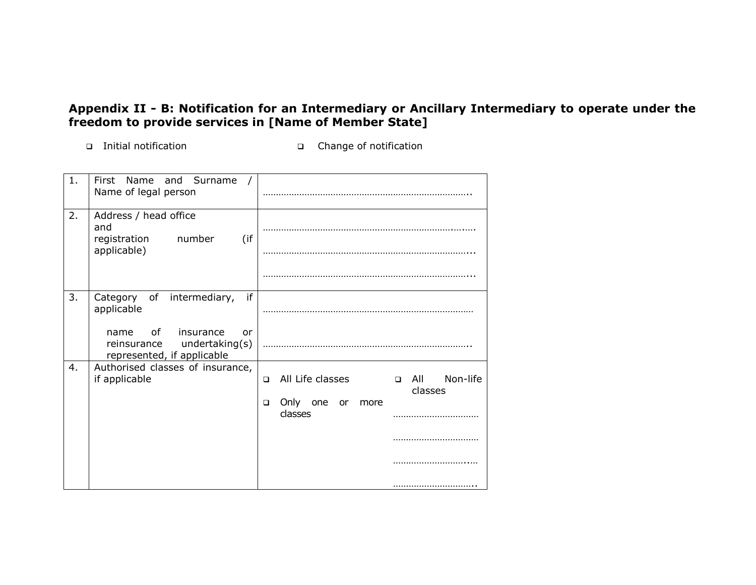**Appendix II - B: Notification for an Intermediary or Ancillary Intermediary to operate under the freedom to provide services in [Name of Member State]**

❑ Initial notification ❑ Change of notification

| | | |
|---|---|---|
| 1. | First Name and Surname / Name of legal person | ……………………………………………………………………….. |
| 2. | Address / head office and registration number (if applicable) | …………………………………………………………………..….<br>…………………………………………………………………...<br>…………………………………………………………………... |
| 3. | Category of intermediary, if applicable<br><br>name of insurance or reinsurance undertaking(s) represented, if applicable | ……………………………………………………………………<br><br>……………………………………………………………………….. |
| 4. | Authorised classes of insurance, if applicable | ❑ All Life classes ❑ All Non-life classes<br>❑ Only one or more classes …………………………<br>…………………………<br>……………………….…<br>………………………….. |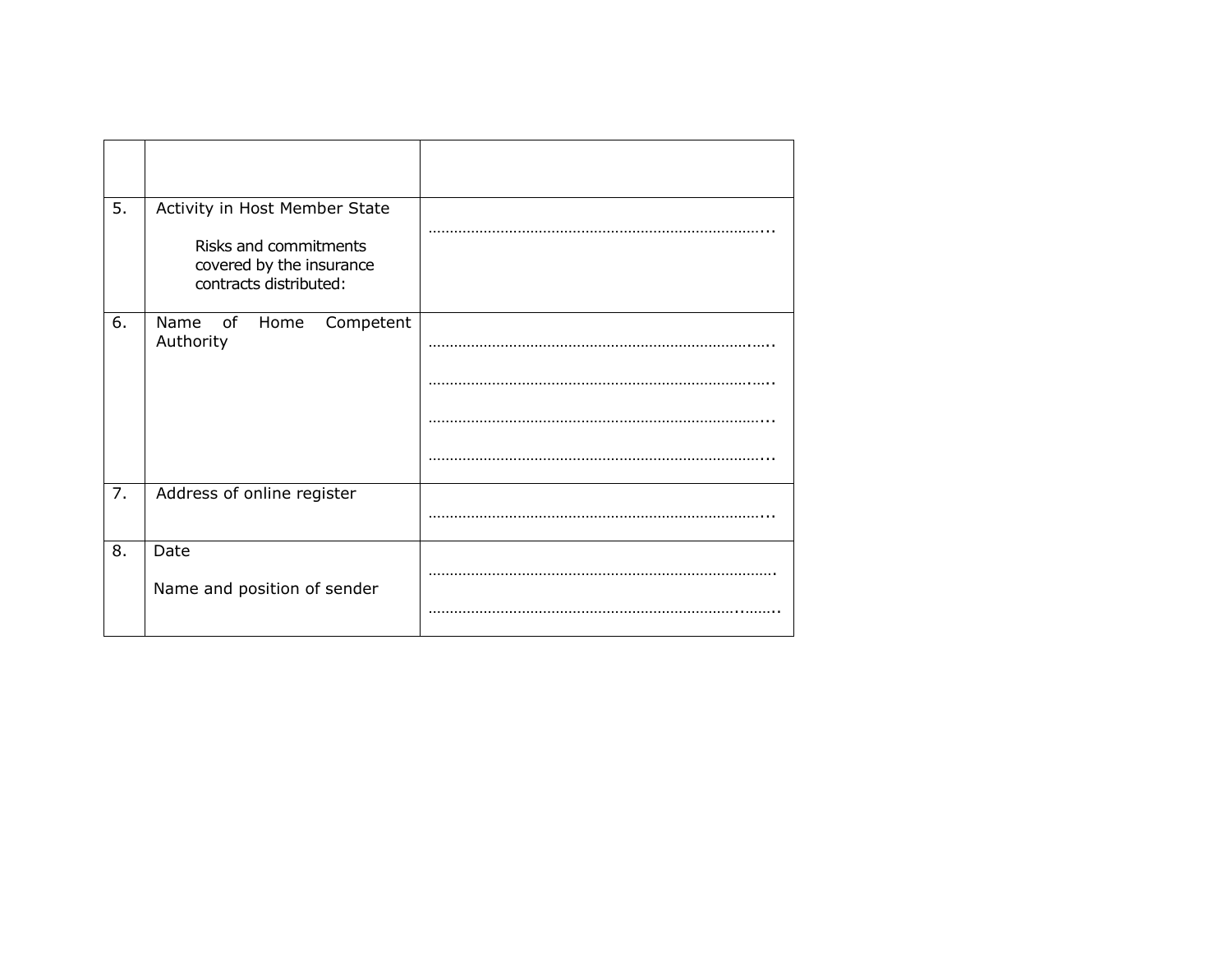| | | |
|---|---|---|
| 5. | Activity in Host Member State<br><br>Risks and commitments covered by the insurance contracts distributed: | ……………………………………………………………………... |
| 6. | Name of Home Competent Authority | ……………………………………………………………….…..<br><br>……………………………………………………………….…..<br><br>……………………………………………………………………...<br><br>……………………………………………………………………... |
| 7. | Address of online register | ……………………………………………………………………... |
| 8. | Date<br><br>Name and position of sender | ……………………………………………………………………….<br><br>…………………………………………………………..…….. |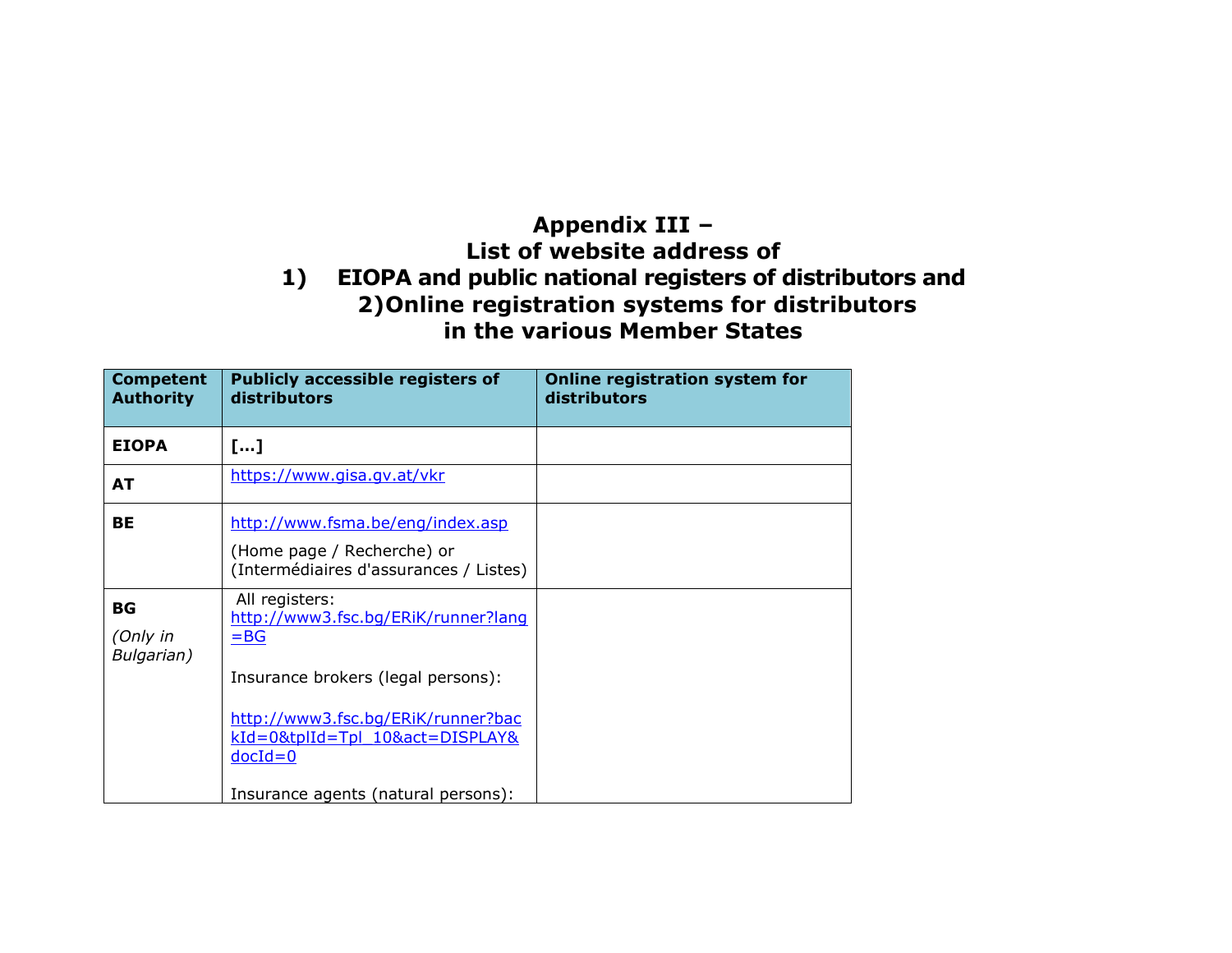# Appendix III – List of website address of 1) EIOPA and public national registers of distributors and 2) Online registration systems for distributors in the various Member States

| Competent Authority | Publicly accessible registers of distributors | Online registration system for distributors |
|---|---|---|
| **EIOPA** | **[…]** | |
| **AT** | https://www.gisa.gv.at/vkr | |
| **BE** | http://www.fsma.be/eng/index.asp (Home page / Recherche) or (Intermédiaires d'assurances / Listes) | |
| **BG** *(Only in Bulgarian)* | All registers: http://www3.fsc.bg/ERiK/runner?lang=BG<br><br>Insurance brokers (legal persons):<br><br>http://www3.fsc.bg/ERiK/runner?backId=0&tplId=Tpl_10&act=DISPLAY&docId=0<br><br>Insurance agents (natural persons): | |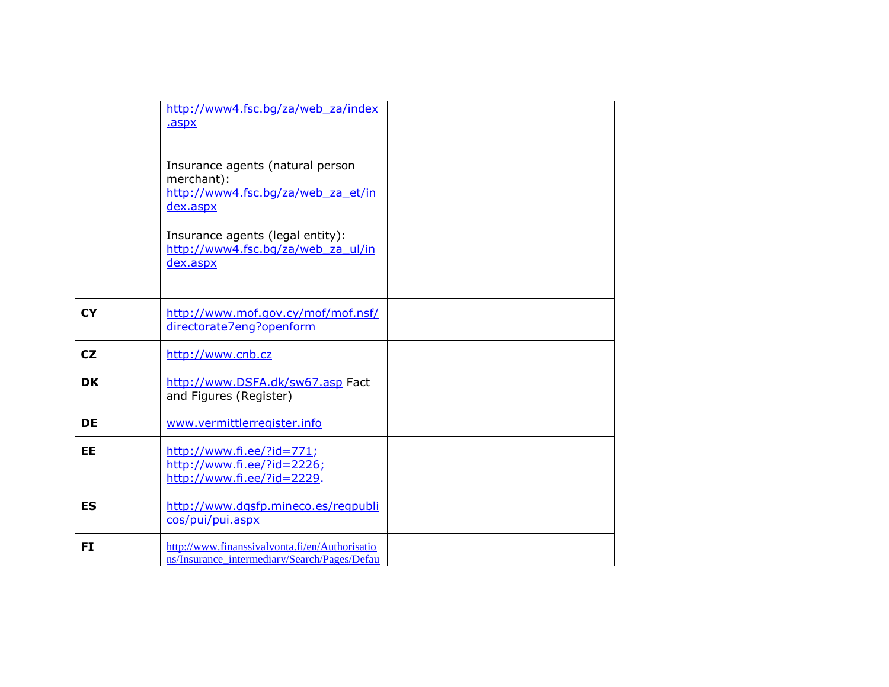| | | |
|---|---|---|
| | http://www4.fsc.bg/za/web_za/index.aspx<br><br>Insurance agents (natural person merchant): http://www4.fsc.bg/za/web_za_et/index.aspx<br><br>Insurance agents (legal entity): http://www4.fsc.bg/za/web_za_ul/index.aspx | |
| **CY** | http://www.mof.gov.cy/mof/mof.nsf/directorate7eng?openform | |
| **CZ** | http://www.cnb.cz | |
| **DK** | http://www.DSFA.dk/sw67.asp Fact and Figures (Register) | |
| **DE** | www.vermittlerregister.info | |
| **EE** | http://www.fi.ee/?id=771; http://www.fi.ee/?id=2226; http://www.fi.ee/?id=2229. | |
| **ES** | http://www.dgsfp.mineco.es/regpublicos/pui/pui.aspx | |
| **FI** | http://www.finanssivalvonta.fi/en/Authorisations/Insurance_intermediary/Search/Pages/Defau | |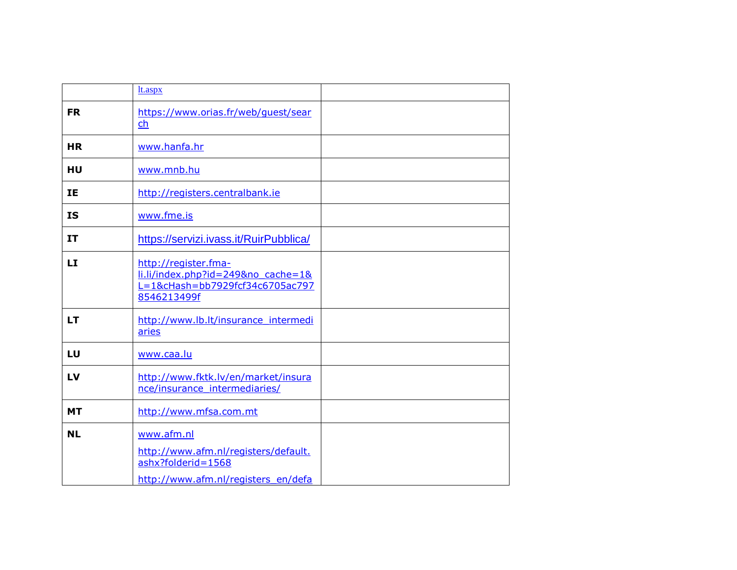| | | |
|---|---|---|
| | lt.aspx | |
| **FR** | https://www.orias.fr/web/guest/search | |
| **HR** | www.hanfa.hr | |
| **HU** | www.mnb.hu | |
| **IE** | http://registers.centralbank.ie | |
| **IS** | www.fme.is | |
| **IT** | https://servizi.ivass.it/RuirPubblica/ | |
| **LI** | http://register.fma-li.li/index.php?id=249&no_cache=1&L=1&cHash=bb7929fcf34c6705ac7978546213499f | |
| **LT** | http://www.lb.lt/insurance_intermediaries | |
| **LU** | www.caa.lu | |
| **LV** | http://www.fktk.lv/en/market/insurance/insurance_intermediaries/ | |
| **MT** | http://www.mfsa.com.mt | |
| **NL** | www.afm.nl<br>http://www.afm.nl/registers/default.ashx?folderid=1568<br>http://www.afm.nl/registers_en/defa | |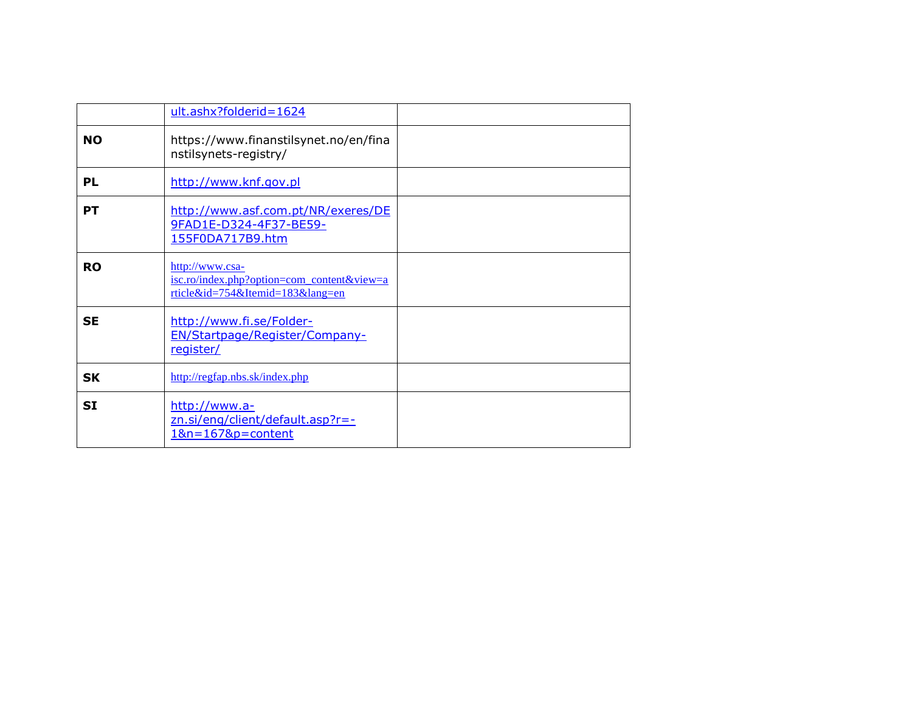| | | |
|---|---|---|
| | ult.ashx?folderid=1624 | |
| **NO** | https://www.finanstilsynet.no/en/finanstilsynets-registry/ | |
| **PL** | http://www.knf.gov.pl | |
| **PT** | http://www.asf.com.pt/NR/exeres/DE9FAD1E-D324-4F37-BE59-155F0DA717B9.htm | |
| **RO** | http://www.csa-isc.ro/index.php?option=com_content&view=article&id=754&Itemid=183&lang=en | |
| **SE** | http://www.fi.se/Folder-EN/Startpage/Register/Company-register/ | |
| **SK** | http://regfap.nbs.sk/index.php | |
| **SI** | http://www.a-zn.si/eng/client/default.asp?r=-1&n=167&p=content | |